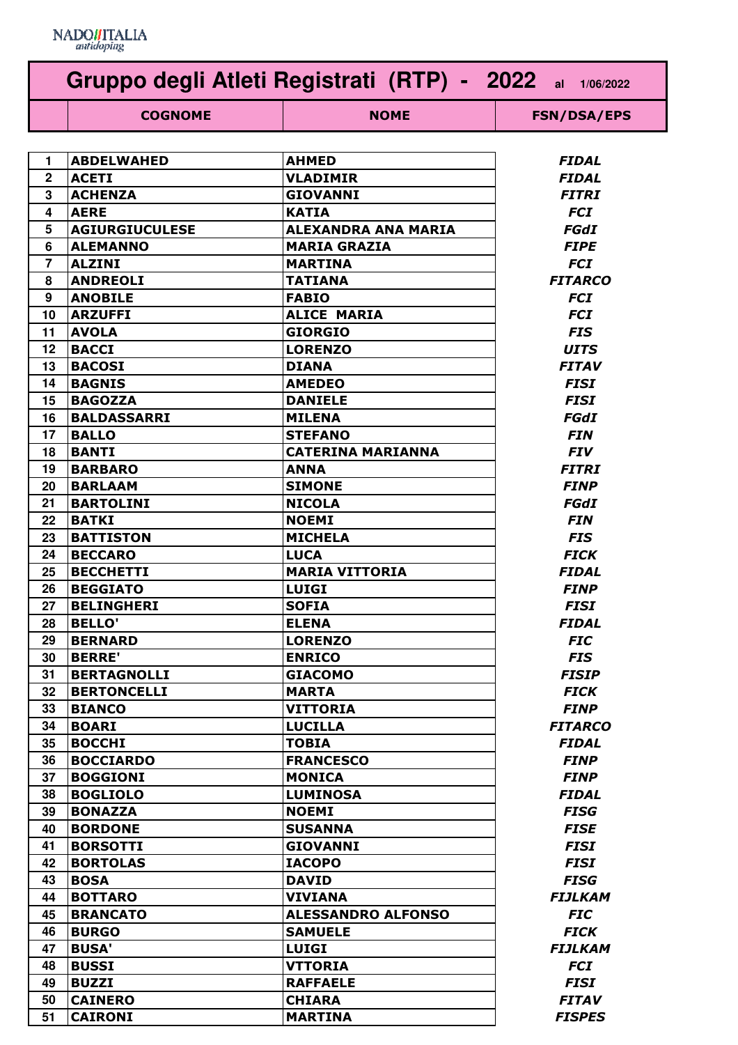NADO ITALIA
antidoping

# Gruppo degli Atleti Registrati (RTP) - 2022 al 1/06/2022

| | COGNOME | NOME | FSN/DSA/EPS |
|---|---|---|---|
| 1 | ABDELWAHED | AHMED | *FIDAL* |
| 2 | ACETI | VLADIMIR | *FIDAL* |
| 3 | ACHENZA | GIOVANNI | *FITRI* |
| 4 | AERE | KATIA | *FCI* |
| 5 | AGIURGIUCULESE | ALEXANDRA ANA MARIA | *FGdI* |
| 6 | ALEMANNO | MARIA GRAZIA | *FIPE* |
| 7 | ALZINI | MARTINA | *FCI* |
| 8 | ANDREOLI | TATIANA | *FITARCO* |
| 9 | ANOBILE | FABIO | *FCI* |
| 10 | ARZUFFI | ALICE MARIA | *FCI* |
| 11 | AVOLA | GIORGIO | *FIS* |
| 12 | BACCI | LORENZO | *UITS* |
| 13 | BACOSI | DIANA | *FITAV* |
| 14 | BAGNIS | AMEDEO | *FISI* |
| 15 | BAGOZZA | DANIELE | *FISI* |
| 16 | BALDASSARRI | MILENA | *FGdI* |
| 17 | BALLO | STEFANO | *FIN* |
| 18 | BANTI | CATERINA MARIANNA | *FIV* |
| 19 | BARBARO | ANNA | *FITRI* |
| 20 | BARLAAM | SIMONE | *FINP* |
| 21 | BARTOLINI | NICOLA | *FGdI* |
| 22 | BATKI | NOEMI | *FIN* |
| 23 | BATTISTON | MICHELA | *FIS* |
| 24 | BECCARO | LUCA | *FICK* |
| 25 | BECCHETTI | MARIA VITTORIA | *FIDAL* |
| 26 | BEGGIATO | LUIGI | *FINP* |
| 27 | BELINGHERI | SOFIA | *FISI* |
| 28 | BELLO' | ELENA | *FIDAL* |
| 29 | BERNARD | LORENZO | *FIC* |
| 30 | BERRE' | ENRICO | *FIS* |
| 31 | BERTAGNOLLI | GIACOMO | *FISIP* |
| 32 | BERTONCELLI | MARTA | *FICK* |
| 33 | BIANCO | VITTORIA | *FINP* |
| 34 | BOARI | LUCILLA | *FITARCO* |
| 35 | BOCCHI | TOBIA | *FIDAL* |
| 36 | BOCCIARDO | FRANCESCO | *FINP* |
| 37 | BOGGIONI | MONICA | *FINP* |
| 38 | BOGLIOLO | LUMINOSA | *FIDAL* |
| 39 | BONAZZA | NOEMI | *FISG* |
| 40 | BORDONE | SUSANNA | *FISE* |
| 41 | BORSOTTI | GIOVANNI | *FISI* |
| 42 | BORTOLAS | IACOPO | *FISI* |
| 43 | BOSA | DAVID | *FISG* |
| 44 | BOTTARO | VIVIANA | *FIJLKAM* |
| 45 | BRANCATO | ALESSANDRO ALFONSO | *FIC* |
| 46 | BURGO | SAMUELE | *FICK* |
| 47 | BUSA' | LUIGI | *FIJLKAM* |
| 48 | BUSSI | VTTORIA | *FCI* |
| 49 | BUZZI | RAFFAELE | *FISI* |
| 50 | CAINERO | CHIARA | *FITAV* |
| 51 | CAIRONI | MARTINA | *FISPES* |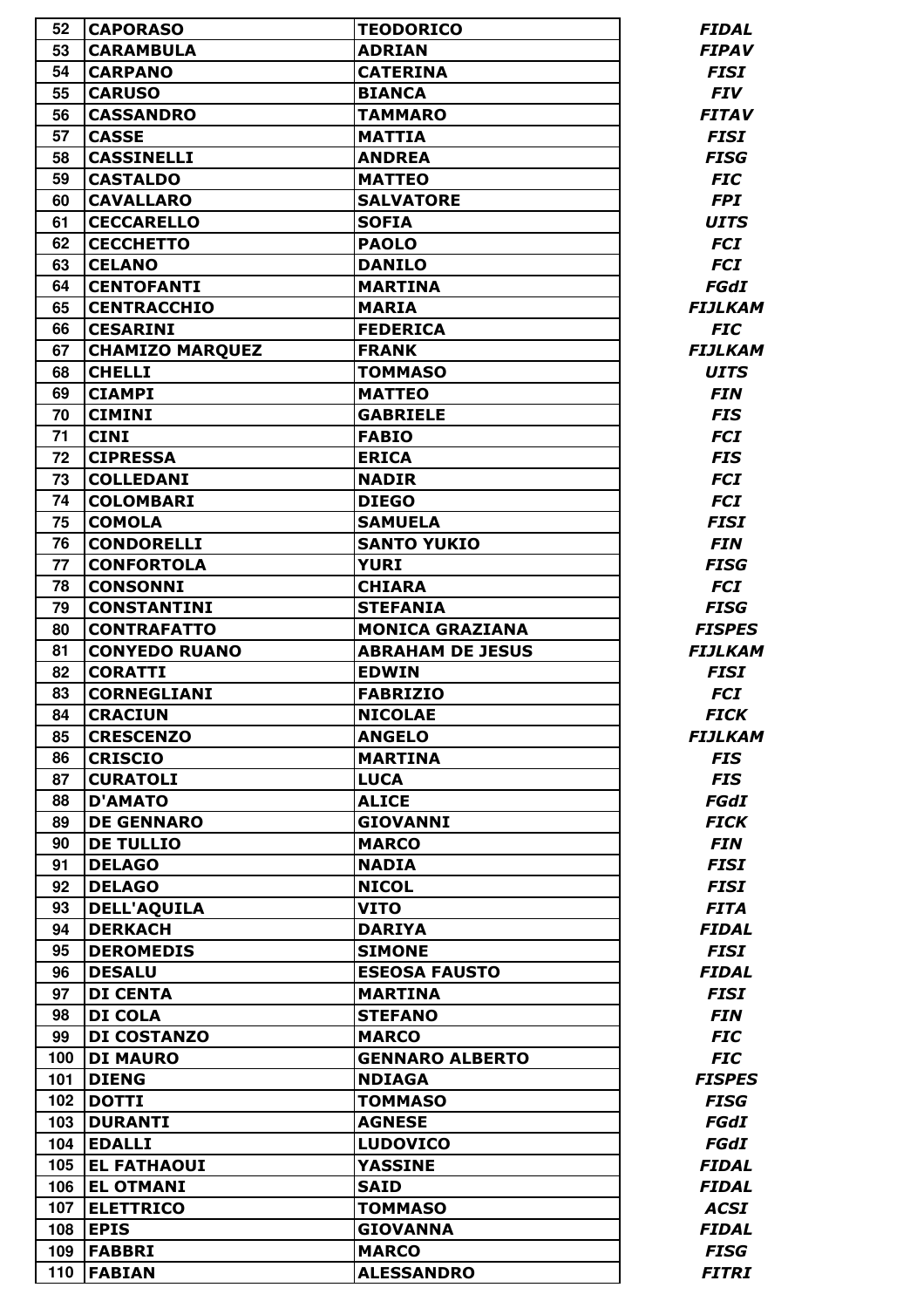| 52 | CAPORASO | TEODORICO | FIDAL |
|---|---|---|---|
| 53 | CARAMBULA | ADRIAN | FIPAV |
| 54 | CARPANO | CATERINA | FISI |
| 55 | CARUSO | BIANCA | FIV |
| 56 | CASSANDRO | TAMMARO | FITAV |
| 57 | CASSE | MATTIA | FISI |
| 58 | CASSINELLI | ANDREA | FISG |
| 59 | CASTALDO | MATTEO | FIC |
| 60 | CAVALLARO | SALVATORE | FPI |
| 61 | CECCARELLO | SOFIA | UITS |
| 62 | CECCHETTO | PAOLO | FCI |
| 63 | CELANO | DANILO | FCI |
| 64 | CENTOFANTI | MARTINA | FGdI |
| 65 | CENTRACCHIO | MARIA | FIJLKAM |
| 66 | CESARINI | FEDERICA | FIC |
| 67 | CHAMIZO MARQUEZ | FRANK | FIJLKAM |
| 68 | CHELLI | TOMMASO | UITS |
| 69 | CIAMPI | MATTEO | FIN |
| 70 | CIMINI | GABRIELE | FIS |
| 71 | CINI | FABIO | FCI |
| 72 | CIPRESSA | ERICA | FIS |
| 73 | COLLEDANI | NADIR | FCI |
| 74 | COLOMBARI | DIEGO | FCI |
| 75 | COMOLA | SAMUELA | FISI |
| 76 | CONDORELLI | SANTO YUKIO | FIN |
| 77 | CONFORTOLA | YURI | FISG |
| 78 | CONSONNI | CHIARA | FCI |
| 79 | CONSTANTINI | STEFANIA | FISG |
| 80 | CONTRAFATTO | MONICA GRAZIANA | FISPES |
| 81 | CONYEDO RUANO | ABRAHAM DE JESUS | FIJLKAM |
| 82 | CORATTI | EDWIN | FISI |
| 83 | CORNEGLIANI | FABRIZIO | FCI |
| 84 | CRACIUN | NICOLAE | FICK |
| 85 | CRESCENZO | ANGELO | FIJLKAM |
| 86 | CRISCIO | MARTINA | FIS |
| 87 | CURATOLI | LUCA | FIS |
| 88 | D'AMATO | ALICE | FGdI |
| 89 | DE GENNARO | GIOVANNI | FICK |
| 90 | DE TULLIO | MARCO | FIN |
| 91 | DELAGO | NADIA | FISI |
| 92 | DELAGO | NICOL | FISI |
| 93 | DELL'AQUILA | VITO | FITA |
| 94 | DERKACH | DARIYA | FIDAL |
| 95 | DEROMEDIS | SIMONE | FISI |
| 96 | DESALU | ESEOSA FAUSTO | FIDAL |
| 97 | DI CENTA | MARTINA | FISI |
| 98 | DI COLA | STEFANO | FIN |
| 99 | DI COSTANZO | MARCO | FIC |
| 100 | DI MAURO | GENNARO ALBERTO | FIC |
| 101 | DIENG | NDIAGA | FISPES |
| 102 | DOTTI | TOMMASO | FISG |
| 103 | DURANTI | AGNESE | FGdI |
| 104 | EDALLI | LUDOVICO | FGdI |
| 105 | EL FATHAOUI | YASSINE | FIDAL |
| 106 | EL OTMANI | SAID | FIDAL |
| 107 | ELETTRICO | TOMMASO | ACSI |
| 108 | EPIS | GIOVANNA | FIDAL |
| 109 | FABBRI | MARCO | FISG |
| 110 | FABIAN | ALESSANDRO | FITRI |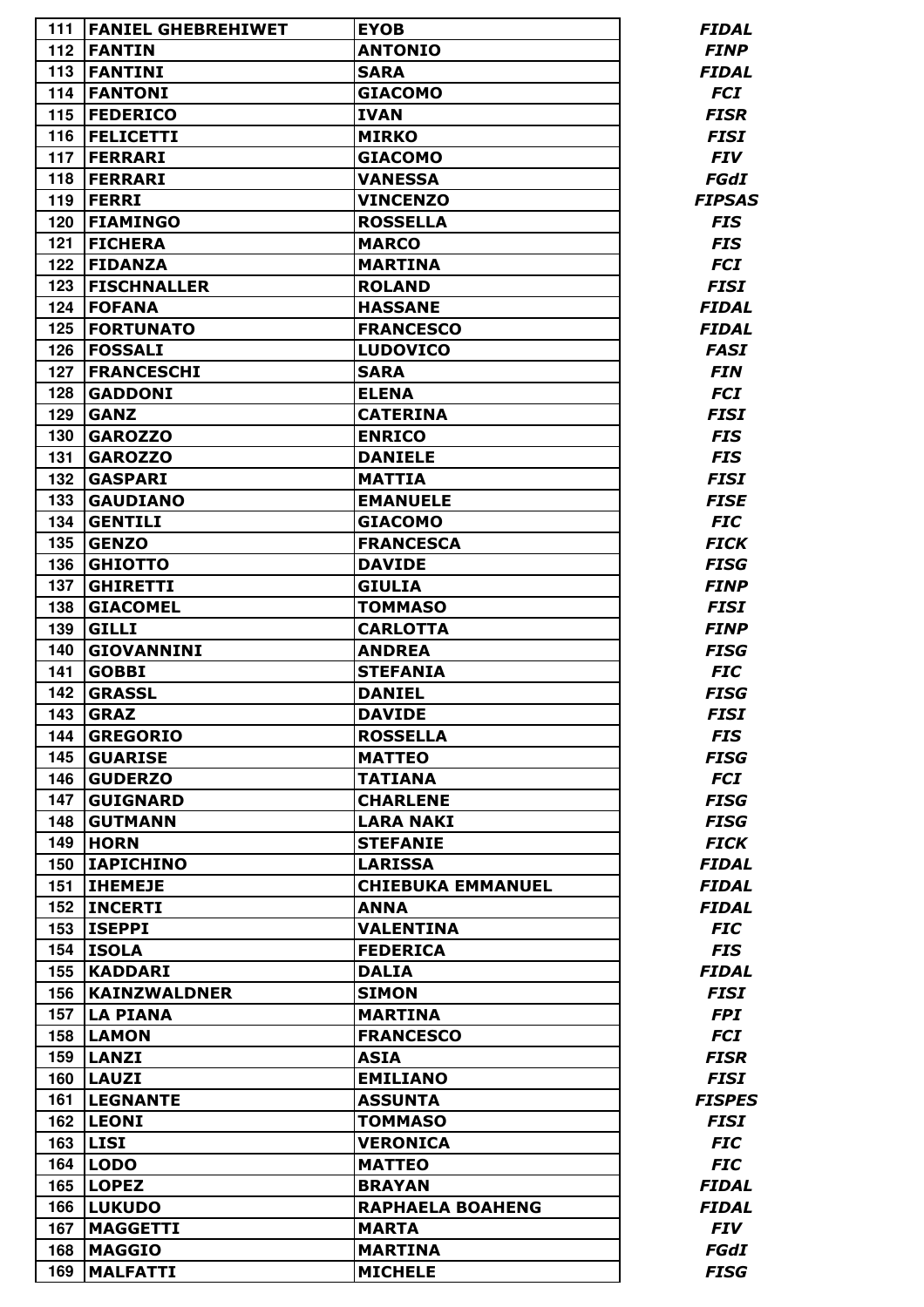| | | | |
|---|---|---|---|
| 111 | **FANIEL GHEBREHIWET** | **EYOB** | ***FIDAL*** |
| 112 | **FANTIN** | **ANTONIO** | ***FINP*** |
| 113 | **FANTINI** | **SARA** | ***FIDAL*** |
| 114 | **FANTONI** | **GIACOMO** | ***FCI*** |
| 115 | **FEDERICO** | **IVAN** | ***FISR*** |
| 116 | **FELICETTI** | **MIRKO** | ***FISI*** |
| 117 | **FERRARI** | **GIACOMO** | ***FIV*** |
| 118 | **FERRARI** | **VANESSA** | ***FGdI*** |
| 119 | **FERRI** | **VINCENZO** | ***FIPSAS*** |
| 120 | **FIAMINGO** | **ROSSELLA** | ***FIS*** |
| 121 | **FICHERA** | **MARCO** | ***FIS*** |
| 122 | **FIDANZA** | **MARTINA** | ***FCI*** |
| 123 | **FISCHNALLER** | **ROLAND** | ***FISI*** |
| 124 | **FOFANA** | **HASSANE** | ***FIDAL*** |
| 125 | **FORTUNATO** | **FRANCESCO** | ***FIDAL*** |
| 126 | **FOSSALI** | **LUDOVICO** | ***FASI*** |
| 127 | **FRANCESCHI** | **SARA** | ***FIN*** |
| 128 | **GADDONI** | **ELENA** | ***FCI*** |
| 129 | **GANZ** | **CATERINA** | ***FISI*** |
| 130 | **GAROZZO** | **ENRICO** | ***FIS*** |
| 131 | **GAROZZO** | **DANIELE** | ***FIS*** |
| 132 | **GASPARI** | **MATTIA** | ***FISI*** |
| 133 | **GAUDIANO** | **EMANUELE** | ***FISE*** |
| 134 | **GENTILI** | **GIACOMO** | ***FIC*** |
| 135 | **GENZO** | **FRANCESCA** | ***FICK*** |
| 136 | **GHIOTTO** | **DAVIDE** | ***FISG*** |
| 137 | **GHIRETTI** | **GIULIA** | ***FINP*** |
| 138 | **GIACOMEL** | **TOMMASO** | ***FISI*** |
| 139 | **GILLI** | **CARLOTTA** | ***FINP*** |
| 140 | **GIOVANNINI** | **ANDREA** | ***FISG*** |
| 141 | **GOBBI** | **STEFANIA** | ***FIC*** |
| 142 | **GRASSL** | **DANIEL** | ***FISG*** |
| 143 | **GRAZ** | **DAVIDE** | ***FISI*** |
| 144 | **GREGORIO** | **ROSSELLA** | ***FIS*** |
| 145 | **GUARISE** | **MATTEO** | ***FISG*** |
| 146 | **GUDERZO** | **TATIANA** | ***FCI*** |
| 147 | **GUIGNARD** | **CHARLENE** | ***FISG*** |
| 148 | **GUTMANN** | **LARA NAKI** | ***FISG*** |
| 149 | **HORN** | **STEFANIE** | ***FICK*** |
| 150 | **IAPICHINO** | **LARISSA** | ***FIDAL*** |
| 151 | **IHEMEJE** | **CHIEBUKA EMMANUEL** | ***FIDAL*** |
| 152 | **INCERTI** | **ANNA** | ***FIDAL*** |
| 153 | **ISEPPI** | **VALENTINA** | ***FIC*** |
| 154 | **ISOLA** | **FEDERICA** | ***FIS*** |
| 155 | **KADDARI** | **DALIA** | ***FIDAL*** |
| 156 | **KAINZWALDNER** | **SIMON** | ***FISI*** |
| 157 | **LA PIANA** | **MARTINA** | ***FPI*** |
| 158 | **LAMON** | **FRANCESCO** | ***FCI*** |
| 159 | **LANZI** | **ASIA** | ***FISR*** |
| 160 | **LAUZI** | **EMILIANO** | ***FISI*** |
| 161 | **LEGNANTE** | **ASSUNTA** | ***FISPES*** |
| 162 | **LEONI** | **TOMMASO** | ***FISI*** |
| 163 | **LISI** | **VERONICA** | ***FIC*** |
| 164 | **LODO** | **MATTEO** | ***FIC*** |
| 165 | **LOPEZ** | **BRAYAN** | ***FIDAL*** |
| 166 | **LUKUDO** | **RAPHAELA BOAHENG** | ***FIDAL*** |
| 167 | **MAGGETTI** | **MARTA** | ***FIV*** |
| 168 | **MAGGIO** | **MARTINA** | ***FGdI*** |
| 169 | **MALFATTI** | **MICHELE** | ***FISG*** |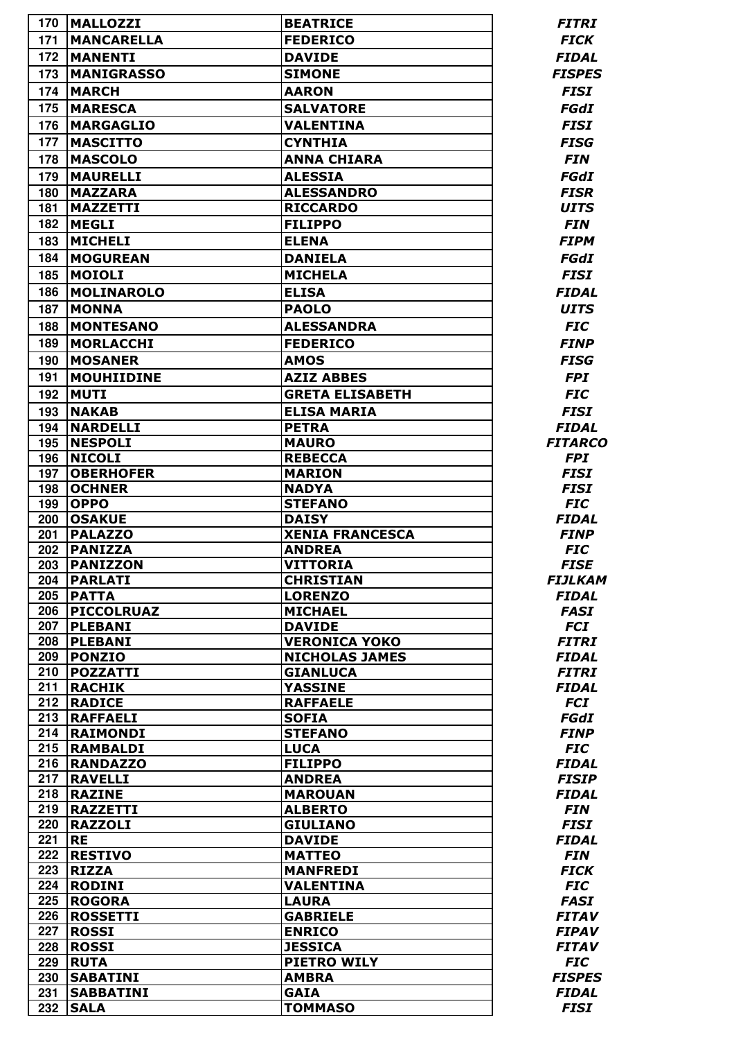| | | | |
|---|---|---|---|
| 170 | **MALLOZZI** | **BEATRICE** | ***FITRI*** |
| 171 | **MANCARELLA** | **FEDERICO** | ***FICK*** |
| 172 | **MANENTI** | **DAVIDE** | ***FIDAL*** |
| 173 | **MANIGRASSO** | **SIMONE** | ***FISPES*** |
| 174 | **MARCH** | **AARON** | ***FISI*** |
| 175 | **MARESCA** | **SALVATORE** | ***FGdI*** |
| 176 | **MARGAGLIO** | **VALENTINA** | ***FISI*** |
| 177 | **MASCITTO** | **CYNTHIA** | ***FISG*** |
| 178 | **MASCOLO** | **ANNA CHIARA** | ***FIN*** |
| 179 | **MAURELLI** | **ALESSIA** | ***FGdI*** |
| 180 | **MAZZARA** | **ALESSANDRO** | ***FISR*** |
| 181 | **MAZZETTI** | **RICCARDO** | ***UITS*** |
| 182 | **MEGLI** | **FILIPPO** | ***FIN*** |
| 183 | **MICHELI** | **ELENA** | ***FIPM*** |
| 184 | **MOGUREAN** | **DANIELA** | ***FGdI*** |
| 185 | **MOIOLI** | **MICHELA** | ***FISI*** |
| 186 | **MOLINAROLO** | **ELISA** | ***FIDAL*** |
| 187 | **MONNA** | **PAOLO** | ***UITS*** |
| 188 | **MONTESANO** | **ALESSANDRA** | ***FIC*** |
| 189 | **MORLACCHI** | **FEDERICO** | ***FINP*** |
| 190 | **MOSANER** | **AMOS** | ***FISG*** |
| 191 | **MOUHIIDINE** | **AZIZ ABBES** | ***FPI*** |
| 192 | **MUTI** | **GRETA ELISABETH** | ***FIC*** |
| 193 | **NAKAB** | **ELISA MARIA** | ***FISI*** |
| 194 | **NARDELLI** | **PETRA** | ***FIDAL*** |
| 195 | **NESPOLI** | **MAURO** | ***FITARCO*** |
| 196 | **NICOLI** | **REBECCA** | ***FPI*** |
| 197 | **OBERHOFER** | **MARION** | ***FISI*** |
| 198 | **OCHNER** | **NADYA** | ***FISI*** |
| 199 | **OPPO** | **STEFANO** | ***FIC*** |
| 200 | **OSAKUE** | **DAISY** | ***FIDAL*** |
| 201 | **PALAZZO** | **XENIA FRANCESCA** | ***FINP*** |
| 202 | **PANIZZA** | **ANDREA** | ***FIC*** |
| 203 | **PANIZZON** | **VITTORIA** | ***FISE*** |
| 204 | **PARLATI** | **CHRISTIAN** | ***FIJLKAM*** |
| 205 | **PATTA** | **LORENZO** | ***FIDAL*** |
| 206 | **PICCOLRUAZ** | **MICHAEL** | ***FASI*** |
| 207 | **PLEBANI** | **DAVIDE** | ***FCI*** |
| 208 | **PLEBANI** | **VERONICA YOKO** | ***FITRI*** |
| 209 | **PONZIO** | **NICHOLAS JAMES** | ***FIDAL*** |
| 210 | **POZZATTI** | **GIANLUCA** | ***FITRI*** |
| 211 | **RACHIK** | **YASSINE** | ***FIDAL*** |
| 212 | **RADICE** | **RAFFAELE** | ***FCI*** |
| 213 | **RAFFAELI** | **SOFIA** | ***FGdI*** |
| 214 | **RAIMONDI** | **STEFANO** | ***FINP*** |
| 215 | **RAMBALDI** | **LUCA** | ***FIC*** |
| 216 | **RANDAZZO** | **FILIPPO** | ***FIDAL*** |
| 217 | **RAVELLI** | **ANDREA** | ***FISIP*** |
| 218 | **RAZINE** | **MAROUAN** | ***FIDAL*** |
| 219 | **RAZZETTI** | **ALBERTO** | ***FIN*** |
| 220 | **RAZZOLI** | **GIULIANO** | ***FISI*** |
| 221 | **RE** | **DAVIDE** | ***FIDAL*** |
| 222 | **RESTIVO** | **MATTEO** | ***FIN*** |
| 223 | **RIZZA** | **MANFREDI** | ***FICK*** |
| 224 | **RODINI** | **VALENTINA** | ***FIC*** |
| 225 | **ROGORA** | **LAURA** | ***FASI*** |
| 226 | **ROSSETTI** | **GABRIELE** | ***FITAV*** |
| 227 | **ROSSI** | **ENRICO** | ***FIPAV*** |
| 228 | **ROSSI** | **JESSICA** | ***FITAV*** |
| 229 | **RUTA** | **PIETRO WILY** | ***FIC*** |
| 230 | **SABATINI** | **AMBRA** | ***FISPES*** |
| 231 | **SABBATINI** | **GAIA** | ***FIDAL*** |
| 232 | **SALA** | **TOMMASO** | ***FISI*** |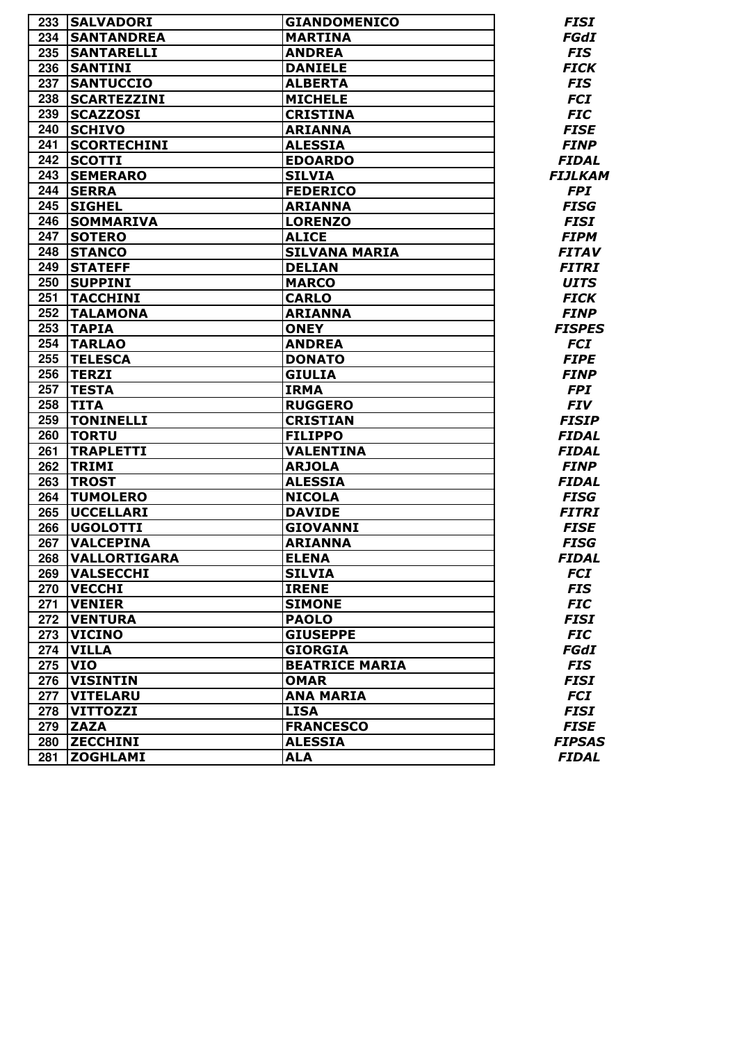| | | | |
|---|---|---|---|
| 233 | **SALVADORI** | **GIANDOMENICO** | ***FISI*** |
| 234 | **SANTANDREA** | **MARTINA** | ***FGdI*** |
| 235 | **SANTARELLI** | **ANDREA** | ***FIS*** |
| 236 | **SANTINI** | **DANIELE** | ***FICK*** |
| 237 | **SANTUCCIO** | **ALBERTA** | ***FIS*** |
| 238 | **SCARTEZZINI** | **MICHELE** | ***FCI*** |
| 239 | **SCAZZOSI** | **CRISTINA** | ***FIC*** |
| 240 | **SCHIVO** | **ARIANNA** | ***FISE*** |
| 241 | **SCORTECHINI** | **ALESSIA** | ***FINP*** |
| 242 | **SCOTTI** | **EDOARDO** | ***FIDAL*** |
| 243 | **SEMERARO** | **SILVIA** | ***FIJLKAM*** |
| 244 | **SERRA** | **FEDERICO** | ***FPI*** |
| 245 | **SIGHEL** | **ARIANNA** | ***FISG*** |
| 246 | **SOMMARIVA** | **LORENZO** | ***FISI*** |
| 247 | **SOTERO** | **ALICE** | ***FIPM*** |
| 248 | **STANCO** | **SILVANA MARIA** | ***FITAV*** |
| 249 | **STATEFF** | **DELIAN** | ***FITRI*** |
| 250 | **SUPPINI** | **MARCO** | ***UITS*** |
| 251 | **TACCHINI** | **CARLO** | ***FICK*** |
| 252 | **TALAMONA** | **ARIANNA** | ***FINP*** |
| 253 | **TAPIA** | **ONEY** | ***FISPES*** |
| 254 | **TARLAO** | **ANDREA** | ***FCI*** |
| 255 | **TELESCA** | **DONATO** | ***FIPE*** |
| 256 | **TERZI** | **GIULIA** | ***FINP*** |
| 257 | **TESTA** | **IRMA** | ***FPI*** |
| 258 | **TITA** | **RUGGERO** | ***FIV*** |
| 259 | **TONINELLI** | **CRISTIAN** | ***FISIP*** |
| 260 | **TORTU** | **FILIPPO** | ***FIDAL*** |
| 261 | **TRAPLETTI** | **VALENTINA** | ***FIDAL*** |
| 262 | **TRIMI** | **ARJOLA** | ***FINP*** |
| 263 | **TROST** | **ALESSIA** | ***FIDAL*** |
| 264 | **TUMOLERO** | **NICOLA** | ***FISG*** |
| 265 | **UCCELLARI** | **DAVIDE** | ***FITRI*** |
| 266 | **UGOLOTTI** | **GIOVANNI** | ***FISE*** |
| 267 | **VALCEPINA** | **ARIANNA** | ***FISG*** |
| 268 | **VALLORTIGARA** | **ELENA** | ***FIDAL*** |
| 269 | **VALSECCHI** | **SILVIA** | ***FCI*** |
| 270 | **VECCHI** | **IRENE** | ***FIS*** |
| 271 | **VENIER** | **SIMONE** | ***FIC*** |
| 272 | **VENTURA** | **PAOLO** | ***FISI*** |
| 273 | **VICINO** | **GIUSEPPE** | ***FIC*** |
| 274 | **VILLA** | **GIORGIA** | ***FGdI*** |
| 275 | **VIO** | **BEATRICE MARIA** | ***FIS*** |
| 276 | **VISINTIN** | **OMAR** | ***FISI*** |
| 277 | **VITELARU** | **ANA MARIA** | ***FCI*** |
| 278 | **VITTOZZI** | **LISA** | ***FISI*** |
| 279 | **ZAZA** | **FRANCESCO** | ***FISE*** |
| 280 | **ZECCHINI** | **ALESSIA** | ***FIPSAS*** |
| 281 | **ZOGHLAMI** | **ALA** | ***FIDAL*** |